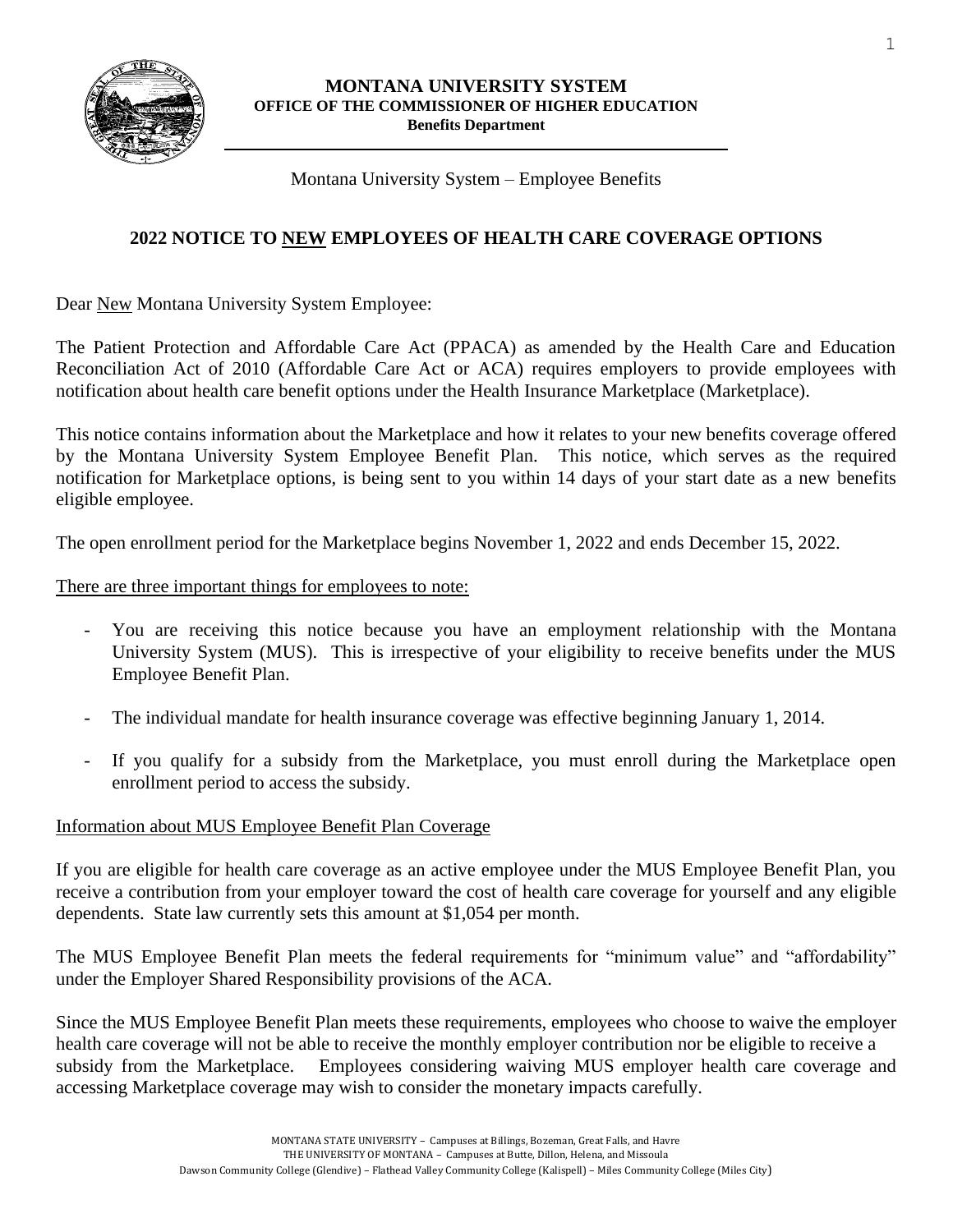**MONTANA UNIVERSITY SYSTEM**
**OFFICE OF THE COMMISSIONER OF HIGHER EDUCATION**
**Benefits Department**

Montana University System – Employee Benefits

# 2022 NOTICE TO <u>NEW</u> EMPLOYEES OF HEALTH CARE COVERAGE OPTIONS

Dear <u>New</u> Montana University System Employee:

The Patient Protection and Affordable Care Act (PPACA) as amended by the Health Care and Education Reconciliation Act of 2010 (Affordable Care Act or ACA) requires employers to provide employees with notification about health care benefit options under the Health Insurance Marketplace (Marketplace).

This notice contains information about the Marketplace and how it relates to your new benefits coverage offered by the Montana University System Employee Benefit Plan. This notice, which serves as the required notification for Marketplace options, is being sent to you within 14 days of your start date as a new benefits eligible employee.

The open enrollment period for the Marketplace begins November 1, 2022 and ends December 15, 2022.

<u>There are three important things for employees to note:</u>

- You are receiving this notice because you have an employment relationship with the Montana University System (MUS). This is irrespective of your eligibility to receive benefits under the MUS Employee Benefit Plan.
- The individual mandate for health insurance coverage was effective beginning January 1, 2014.
- If you qualify for a subsidy from the Marketplace, you must enroll during the Marketplace open enrollment period to access the subsidy.

<u>Information about MUS Employee Benefit Plan Coverage</u>

If you are eligible for health care coverage as an active employee under the MUS Employee Benefit Plan, you receive a contribution from your employer toward the cost of health care coverage for yourself and any eligible dependents. State law currently sets this amount at $1,054 per month.

The MUS Employee Benefit Plan meets the federal requirements for "minimum value" and "affordability" under the Employer Shared Responsibility provisions of the ACA.

Since the MUS Employee Benefit Plan meets these requirements, employees who choose to waive the employer health care coverage will not be able to receive the monthly employer contribution nor be eligible to receive a subsidy from the Marketplace. Employees considering waiving MUS employer health care coverage and accessing Marketplace coverage may wish to consider the monetary impacts carefully.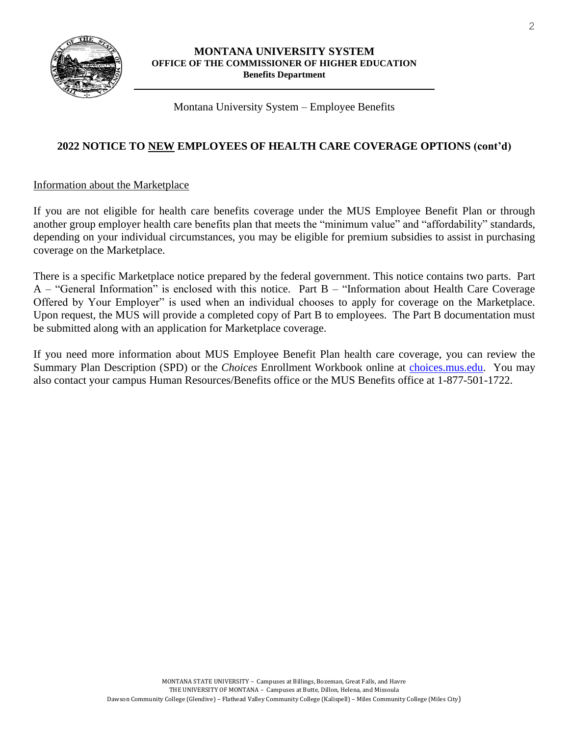**MONTANA UNIVERSITY SYSTEM**
**OFFICE OF THE COMMISSIONER OF HIGHER EDUCATION**
**Benefits Department**

Montana University System – Employee Benefits

## 2022 NOTICE TO NEW EMPLOYEES OF HEALTH CARE COVERAGE OPTIONS (cont'd)

Information about the Marketplace

If you are not eligible for health care benefits coverage under the MUS Employee Benefit Plan or through another group employer health care benefits plan that meets the "minimum value" and "affordability" standards, depending on your individual circumstances, you may be eligible for premium subsidies to assist in purchasing coverage on the Marketplace.

There is a specific Marketplace notice prepared by the federal government. This notice contains two parts. Part A – "General Information" is enclosed with this notice. Part B – "Information about Health Care Coverage Offered by Your Employer" is used when an individual chooses to apply for coverage on the Marketplace. Upon request, the MUS will provide a completed copy of Part B to employees. The Part B documentation must be submitted along with an application for Marketplace coverage.

If you need more information about MUS Employee Benefit Plan health care coverage, you can review the Summary Plan Description (SPD) or the *Choices* Enrollment Workbook online at choices.mus.edu. You may also contact your campus Human Resources/Benefits office or the MUS Benefits office at 1-877-501-1722.

MONTANA STATE UNIVERSITY – Campuses at Billings, Bozeman, Great Falls, and Havre
THE UNIVERSITY OF MONTANA – Campuses at Butte, Dillon, Helena, and Missoula
Dawson Community College (Glendive) – Flathead Valley Community College (Kalispell) – Miles Community College (Miles City)